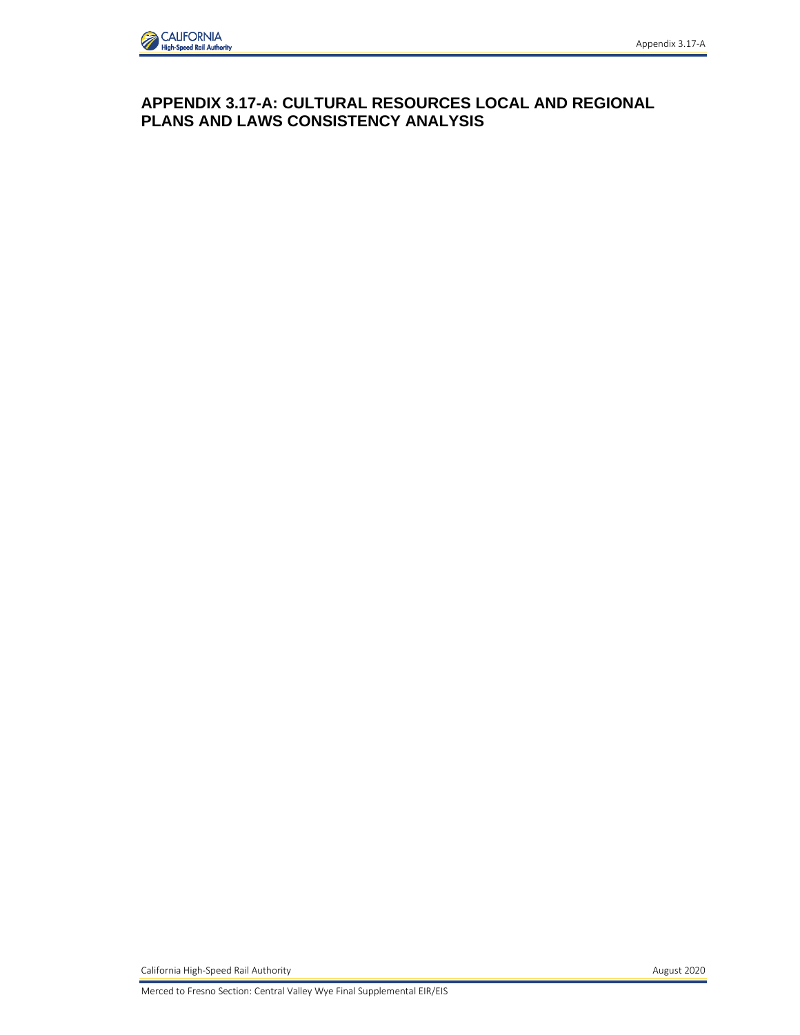# APPENDIX 3.17-A: CULTURAL RESOURCES LOCAL AND REGIONAL PLANS AND LAWS CONSISTENCY ANALYSIS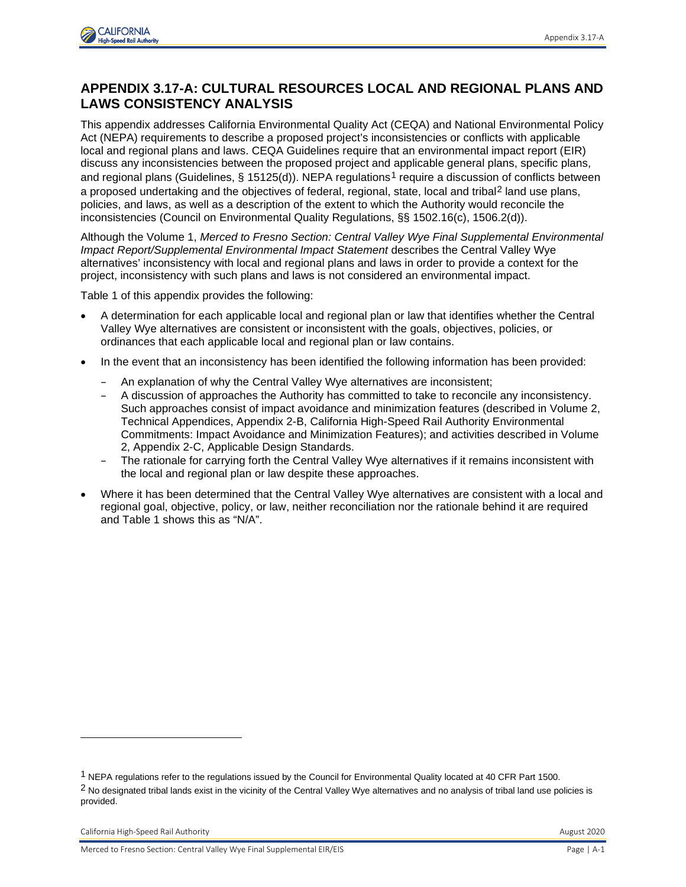# APPENDIX 3.17-A: CULTURAL RESOURCES LOCAL AND REGIONAL PLANS AND LAWS CONSISTENCY ANALYSIS

This appendix addresses California Environmental Quality Act (CEQA) and National Environmental Policy Act (NEPA) requirements to describe a proposed project's inconsistencies or conflicts with applicable local and regional plans and laws. CEQA Guidelines require that an environmental impact report (EIR) discuss any inconsistencies between the proposed project and applicable general plans, specific plans, and regional plans (Guidelines, § 15125(d)). NEPA regulations[1] require a discussion of conflicts between a proposed undertaking and the objectives of federal, regional, state, local and tribal[2] land use plans, policies, and laws, as well as a description of the extent to which the Authority would reconcile the inconsistencies (Council on Environmental Quality Regulations, §§ 1502.16(c), 1506.2(d)).

Although the Volume 1, *Merced to Fresno Section: Central Valley Wye Final Supplemental Environmental Impact Report/Supplemental Environmental Impact Statement* describes the Central Valley Wye alternatives' inconsistency with local and regional plans and laws in order to provide a context for the project, inconsistency with such plans and laws is not considered an environmental impact.

Table 1 of this appendix provides the following:

- A determination for each applicable local and regional plan or law that identifies whether the Central Valley Wye alternatives are consistent or inconsistent with the goals, objectives, policies, or ordinances that each applicable local and regional plan or law contains.
- In the event that an inconsistency has been identified the following information has been provided:
  - An explanation of why the Central Valley Wye alternatives are inconsistent;
  - A discussion of approaches the Authority has committed to take to reconcile any inconsistency. Such approaches consist of impact avoidance and minimization features (described in Volume 2, Technical Appendices, Appendix 2-B, California High-Speed Rail Authority Environmental Commitments: Impact Avoidance and Minimization Features); and activities described in Volume 2, Appendix 2-C, Applicable Design Standards.
  - The rationale for carrying forth the Central Valley Wye alternatives if it remains inconsistent with the local and regional plan or law despite these approaches.
- Where it has been determined that the Central Valley Wye alternatives are consistent with a local and regional goal, objective, policy, or law, neither reconciliation nor the rationale behind it are required and Table 1 shows this as "N/A".

---

[1] NEPA regulations refer to the regulations issued by the Council for Environmental Quality located at 40 CFR Part 1500.

[2] No designated tribal lands exist in the vicinity of the Central Valley Wye alternatives and no analysis of tribal land use policies is provided.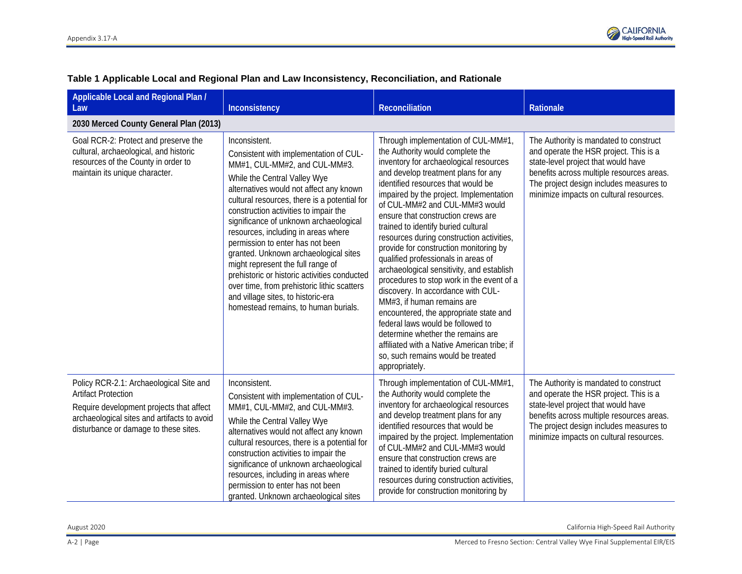**Table 1 Applicable Local and Regional Plan and Law Inconsistency, Reconciliation, and Rationale**

| Applicable Local and Regional Plan / Law | Inconsistency | Reconciliation | Rationale |
|---|---|---|---|
| **2030 Merced County General Plan (2013)** | | | |
| Goal RCR-2: Protect and preserve the cultural, archaeological, and historic resources of the County in order to maintain its unique character. | Inconsistent.<br>Consistent with implementation of CUL-MM#1, CUL-MM#2, and CUL-MM#3.<br>While the Central Valley Wye alternatives would not affect any known cultural resources, there is a potential for construction activities to impair the significance of unknown archaeological resources, including in areas where permission to enter has not been granted. Unknown archaeological sites might represent the full range of prehistoric or historic activities conducted over time, from prehistoric lithic scatters and village sites, to historic-era homestead remains, to human burials. | Through implementation of CUL-MM#1, the Authority would complete the inventory for archaeological resources and develop treatment plans for any identified resources that would be impaired by the project. Implementation of CUL-MM#2 and CUL-MM#3 would ensure that construction crews are trained to identify buried cultural resources during construction activities, provide for construction monitoring by qualified professionals in areas of archaeological sensitivity, and establish procedures to stop work in the event of a discovery. In accordance with CUL-MM#3, if human remains are encountered, the appropriate state and federal laws would be followed to determine whether the remains are affiliated with a Native American tribe; if so, such remains would be treated appropriately. | The Authority is mandated to construct and operate the HSR project. This is a state-level project that would have benefits across multiple resources areas. The project design includes measures to minimize impacts on cultural resources. |
| Policy RCR-2.1: Archaeological Site and Artifact Protection<br>Require development projects that affect archaeological sites and artifacts to avoid disturbance or damage to these sites. | Inconsistent.<br>Consistent with implementation of CUL-MM#1, CUL-MM#2, and CUL-MM#3.<br>While the Central Valley Wye alternatives would not affect any known cultural resources, there is a potential for construction activities to impair the significance of unknown archaeological resources, including in areas where permission to enter has not been granted. Unknown archaeological sites | Through implementation of CUL-MM#1, the Authority would complete the inventory for archaeological resources and develop treatment plans for any identified resources that would be impaired by the project. Implementation of CUL-MM#2 and CUL-MM#3 would ensure that construction crews are trained to identify buried cultural resources during construction activities, provide for construction monitoring by | The Authority is mandated to construct and operate the HSR project. This is a state-level project that would have benefits across multiple resources areas. The project design includes measures to minimize impacts on cultural resources. |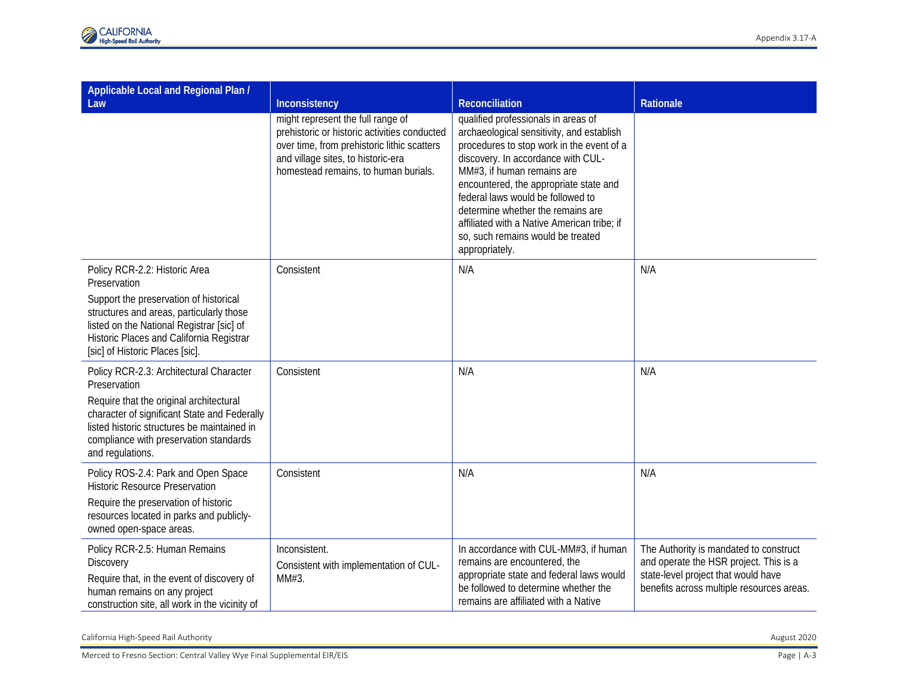| Applicable Local and Regional Plan / Law | Inconsistency | Reconciliation | Rationale |
|---|---|---|---|
| | might represent the full range of prehistoric or historic activities conducted over time, from prehistoric lithic scatters and village sites, to historic-era homestead remains, to human burials. | qualified professionals in areas of archaeological sensitivity, and establish procedures to stop work in the event of a discovery. In accordance with CUL-MM#3, if human remains are encountered, the appropriate state and federal laws would be followed to determine whether the remains are affiliated with a Native American tribe; if so, such remains would be treated appropriately. | |
| Policy RCR-2.2: Historic Area Preservation<br><br>Support the preservation of historical structures and areas, particularly those listed on the National Registrar [sic] of Historic Places and California Registrar [sic] of Historic Places [sic]. | Consistent | N/A | N/A |
| Policy RCR-2.3: Architectural Character Preservation<br><br>Require that the original architectural character of significant State and Federally listed historic structures be maintained in compliance with preservation standards and regulations. | Consistent | N/A | N/A |
| Policy ROS-2.4: Park and Open Space Historic Resource Preservation<br><br>Require the preservation of historic resources located in parks and publicly-owned open-space areas. | Consistent | N/A | N/A |
| Policy RCR-2.5: Human Remains Discovery<br><br>Require that, in the event of discovery of human remains on any project construction site, all work in the vicinity of | Inconsistent.<br><br>Consistent with implementation of CUL-MM#3. | In accordance with CUL-MM#3, if human remains are encountered, the appropriate state and federal laws would be followed to determine whether the remains are affiliated with a Native | The Authority is mandated to construct and operate the HSR project. This is a state-level project that would have benefits across multiple resources areas. |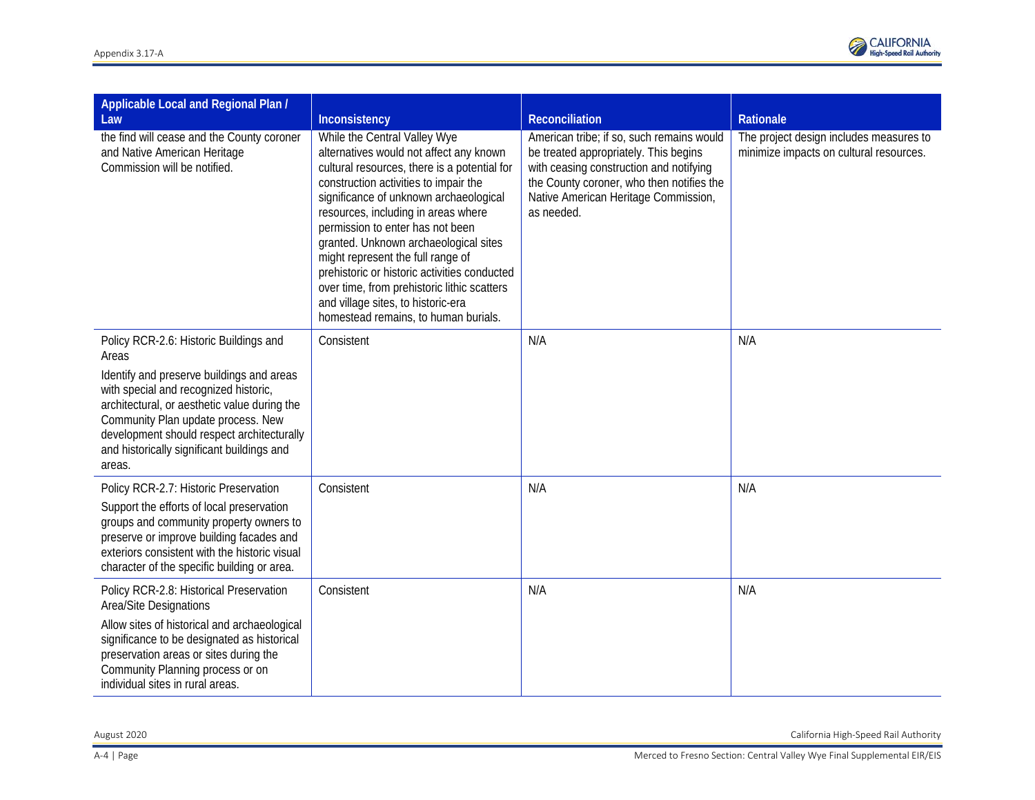| Applicable Local and Regional Plan / Law | Inconsistency | Reconciliation | Rationale |
|---|---|---|---|
| the find will cease and the County coroner and Native American Heritage Commission will be notified. | While the Central Valley Wye alternatives would not affect any known cultural resources, there is a potential for construction activities to impair the significance of unknown archaeological resources, including in areas where permission to enter has not been granted. Unknown archaeological sites might represent the full range of prehistoric or historic activities conducted over time, from prehistoric lithic scatters and village sites, to historic-era homestead remains, to human burials. | American tribe; if so, such remains would be treated appropriately. This begins with ceasing construction and notifying the County coroner, who then notifies the Native American Heritage Commission, as needed. | The project design includes measures to minimize impacts on cultural resources. |
| Policy RCR-2.6: Historic Buildings and Areas<br><br>Identify and preserve buildings and areas with special and recognized historic, architectural, or aesthetic value during the Community Plan update process. New development should respect architecturally and historically significant buildings and areas. | Consistent | N/A | N/A |
| Policy RCR-2.7: Historic Preservation<br><br>Support the efforts of local preservation groups and community property owners to preserve or improve building facades and exteriors consistent with the historic visual character of the specific building or area. | Consistent | N/A | N/A |
| Policy RCR-2.8: Historical Preservation Area/Site Designations<br><br>Allow sites of historical and archaeological significance to be designated as historical preservation areas or sites during the Community Planning process or on individual sites in rural areas. | Consistent | N/A | N/A |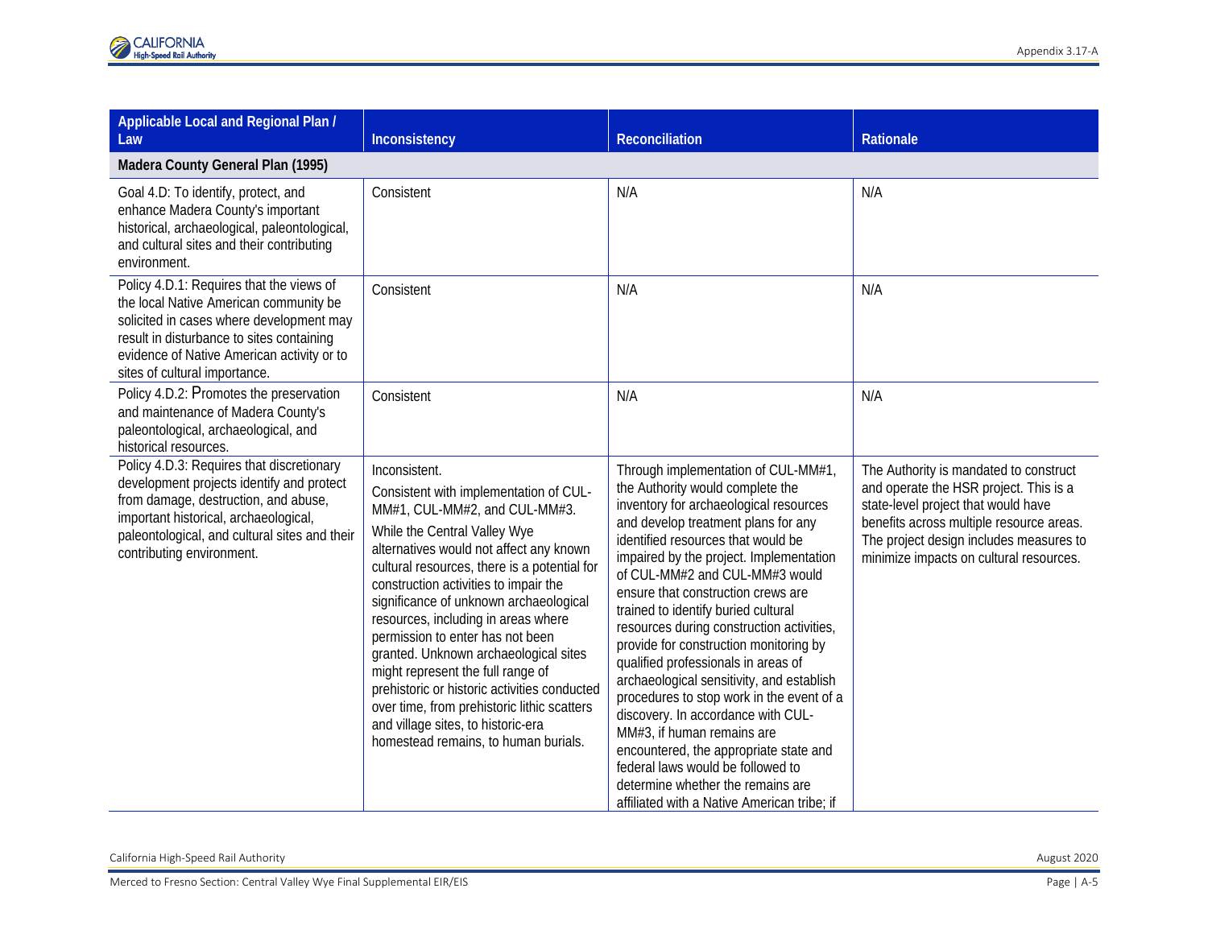| Applicable Local and Regional Plan / Law | Inconsistency | Reconciliation | Rationale |
|---|---|---|---|
| **Madera County General Plan (1995)** | | | |
| Goal 4.D: To identify, protect, and enhance Madera County's important historical, archaeological, paleontological, and cultural sites and their contributing environment. | Consistent | N/A | N/A |
| Policy 4.D.1: Requires that the views of the local Native American community be solicited in cases where development may result in disturbance to sites containing evidence of Native American activity or to sites of cultural importance. | Consistent | N/A | N/A |
| Policy 4.D.2: Promotes the preservation and maintenance of Madera County's paleontological, archaeological, and historical resources. | Consistent | N/A | N/A |
| Policy 4.D.3: Requires that discretionary development projects identify and protect from damage, destruction, and abuse, important historical, archaeological, paleontological, and cultural sites and their contributing environment. | Inconsistent.<br><br>Consistent with implementation of CUL-MM#1, CUL-MM#2, and CUL-MM#3.<br><br>While the Central Valley Wye alternatives would not affect any known cultural resources, there is a potential for construction activities to impair the significance of unknown archaeological resources, including in areas where permission to enter has not been granted. Unknown archaeological sites might represent the full range of prehistoric or historic activities conducted over time, from prehistoric lithic scatters and village sites, to historic-era homestead remains, to human burials. | Through implementation of CUL-MM#1, the Authority would complete the inventory for archaeological resources and develop treatment plans for any identified resources that would be impaired by the project. Implementation of CUL-MM#2 and CUL-MM#3 would ensure that construction crews are trained to identify buried cultural resources during construction activities, provide for construction monitoring by qualified professionals in areas of archaeological sensitivity, and establish procedures to stop work in the event of a discovery. In accordance with CUL-MM#3, if human remains are encountered, the appropriate state and federal laws would be followed to determine whether the remains are affiliated with a Native American tribe; if | The Authority is mandated to construct and operate the HSR project. This is a state-level project that would have benefits across multiple resource areas. The project design includes measures to minimize impacts on cultural resources. |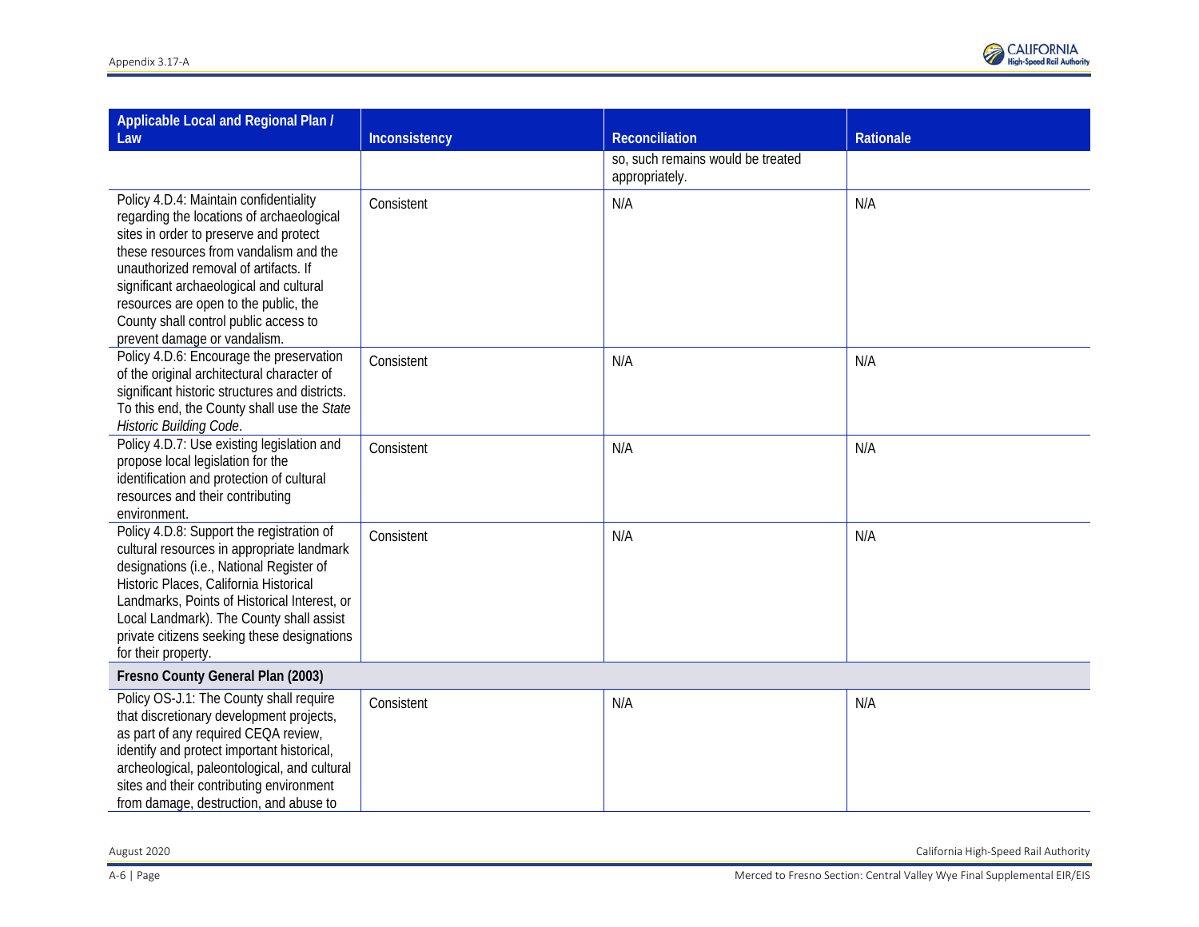| Applicable Local and Regional Plan / Law | Inconsistency | Reconciliation | Rationale |
|---|---|---|---|
| | | so, such remains would be treated appropriately. | |
| Policy 4.D.4: Maintain confidentiality regarding the locations of archaeological sites in order to preserve and protect these resources from vandalism and the unauthorized removal of artifacts. If significant archaeological and cultural resources are open to the public, the County shall control public access to prevent damage or vandalism. | Consistent | N/A | N/A |
| Policy 4.D.6: Encourage the preservation of the original architectural character of significant historic structures and districts. To this end, the County shall use the *State Historic Building Code*. | Consistent | N/A | N/A |
| Policy 4.D.7: Use existing legislation and propose local legislation for the identification and protection of cultural resources and their contributing environment. | Consistent | N/A | N/A |
| Policy 4.D.8: Support the registration of cultural resources in appropriate landmark designations (i.e., National Register of Historic Places, California Historical Landmarks, Points of Historical Interest, or Local Landmark). The County shall assist private citizens seeking these designations for their property. | Consistent | N/A | N/A |
| **Fresno County General Plan (2003)** | | | |
| Policy OS-J.1: The County shall require that discretionary development projects, as part of any required CEQA review, identify and protect important historical, archeological, paleontological, and cultural sites and their contributing environment from damage, destruction, and abuse to | Consistent | N/A | N/A |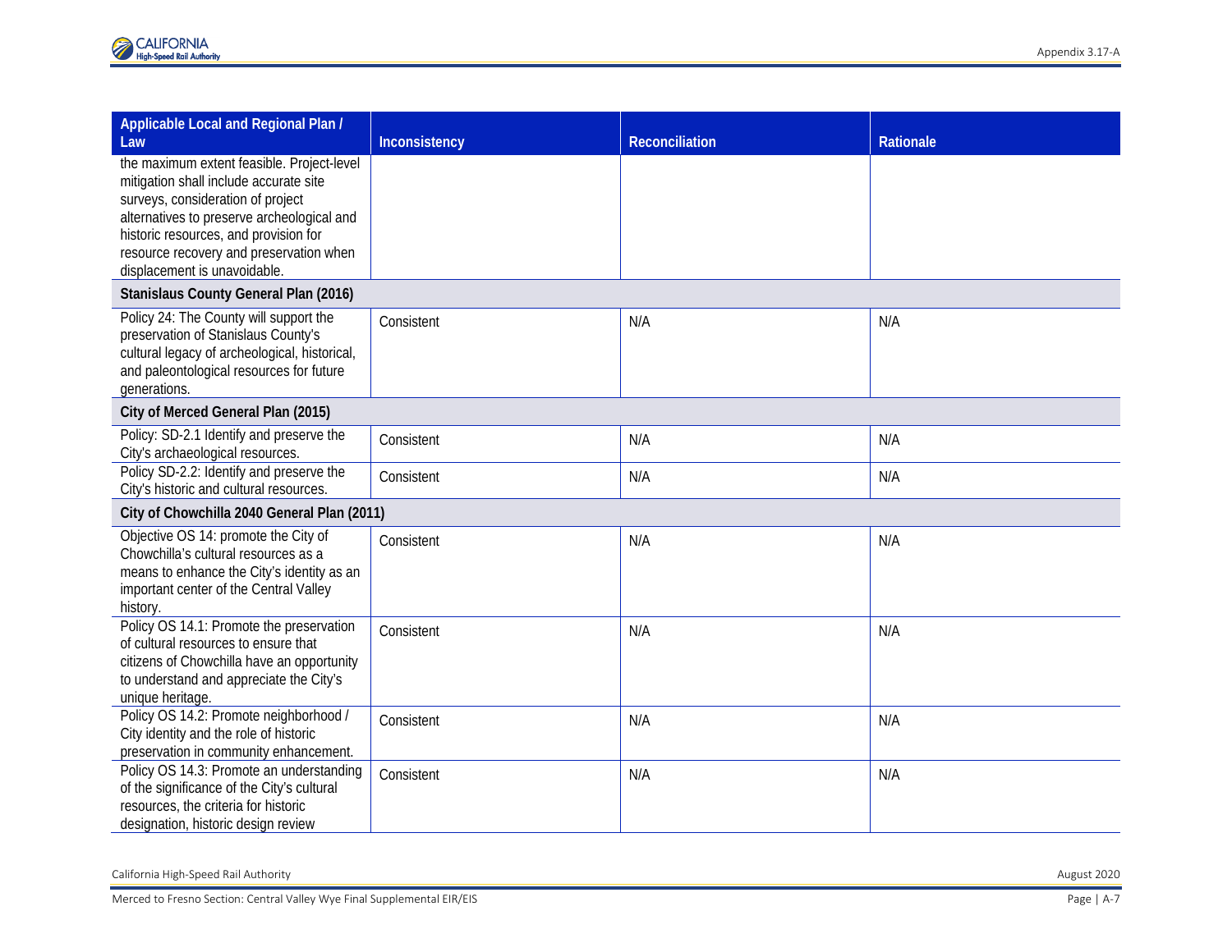| Applicable Local and Regional Plan / Law | Inconsistency | Reconciliation | Rationale |
|---|---|---|---|
| the maximum extent feasible. Project-level mitigation shall include accurate site surveys, consideration of project alternatives to preserve archeological and historic resources, and provision for resource recovery and preservation when displacement is unavoidable. | | | |
| **Stanislaus County General Plan (2016)** | | | |
| Policy 24: The County will support the preservation of Stanislaus County's cultural legacy of archeological, historical, and paleontological resources for future generations. | Consistent | N/A | N/A |
| **City of Merced General Plan (2015)** | | | |
| Policy: SD-2.1 Identify and preserve the City's archaeological resources. | Consistent | N/A | N/A |
| Policy SD-2.2: Identify and preserve the City's historic and cultural resources. | Consistent | N/A | N/A |
| **City of Chowchilla 2040 General Plan (2011)** | | | |
| Objective OS 14: promote the City of Chowchilla's cultural resources as a means to enhance the City's identity as an important center of the Central Valley history. | Consistent | N/A | N/A |
| Policy OS 14.1: Promote the preservation of cultural resources to ensure that citizens of Chowchilla have an opportunity to understand and appreciate the City's unique heritage. | Consistent | N/A | N/A |
| Policy OS 14.2: Promote neighborhood / City identity and the role of historic preservation in community enhancement. | Consistent | N/A | N/A |
| Policy OS 14.3: Promote an understanding of the significance of the City's cultural resources, the criteria for historic designation, historic design review | Consistent | N/A | N/A |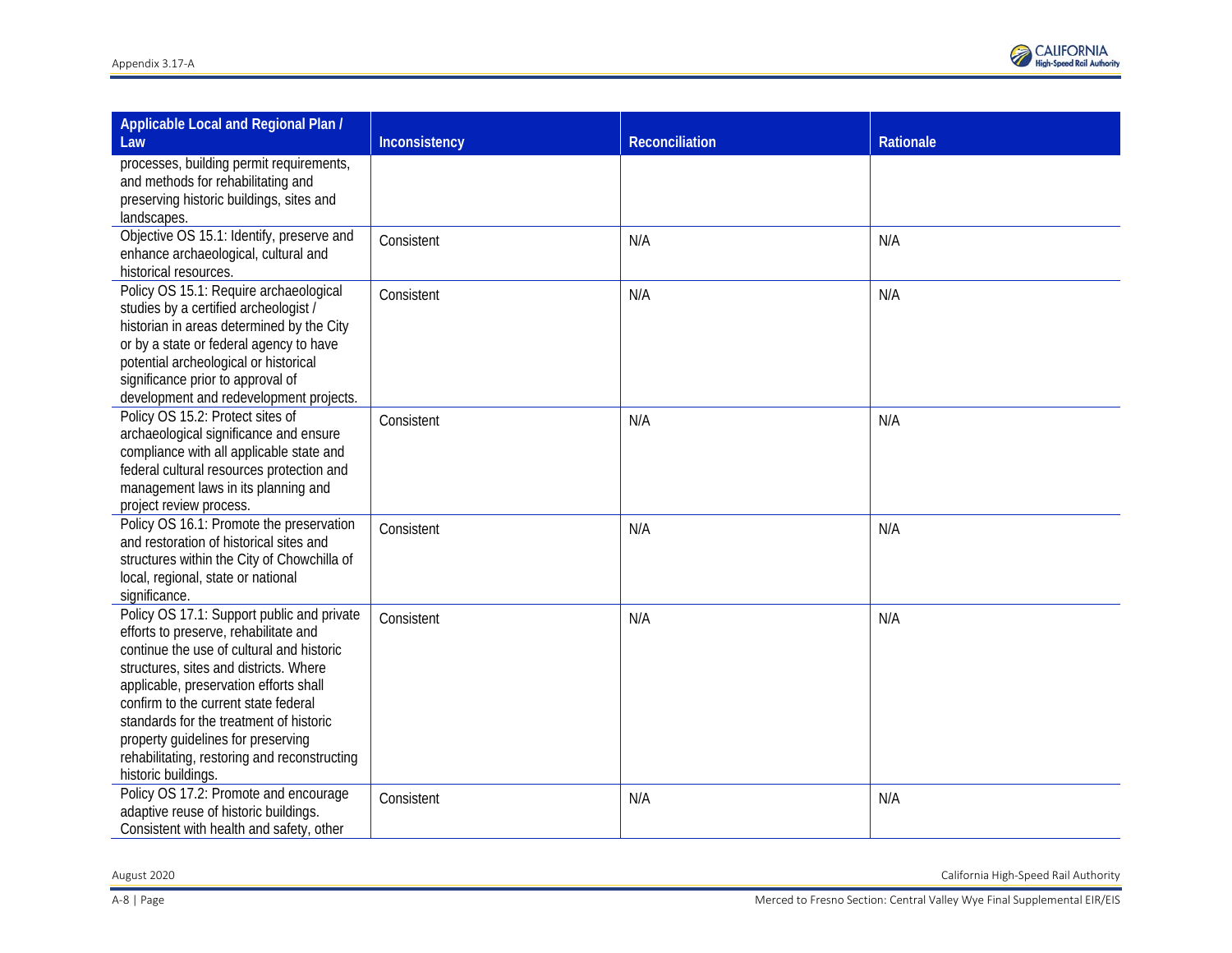| Applicable Local and Regional Plan / Law | Inconsistency | Reconciliation | Rationale |
|---|---|---|---|
| processes, building permit requirements, and methods for rehabilitating and preserving historic buildings, sites and landscapes. | | | |
| Objective OS 15.1: Identify, preserve and enhance archaeological, cultural and historical resources. | Consistent | N/A | N/A |
| Policy OS 15.1: Require archaeological studies by a certified archeologist / historian in areas determined by the City or by a state or federal agency to have potential archeological or historical significance prior to approval of development and redevelopment projects. | Consistent | N/A | N/A |
| Policy OS 15.2: Protect sites of archaeological significance and ensure compliance with all applicable state and federal cultural resources protection and management laws in its planning and project review process. | Consistent | N/A | N/A |
| Policy OS 16.1: Promote the preservation and restoration of historical sites and structures within the City of Chowchilla of local, regional, state or national significance. | Consistent | N/A | N/A |
| Policy OS 17.1: Support public and private efforts to preserve, rehabilitate and continue the use of cultural and historic structures, sites and districts. Where applicable, preservation efforts shall confirm to the current state federal standards for the treatment of historic property guidelines for preserving rehabilitating, restoring and reconstructing historic buildings. | Consistent | N/A | N/A |
| Policy OS 17.2: Promote and encourage adaptive reuse of historic buildings. Consistent with health and safety, other | Consistent | N/A | N/A |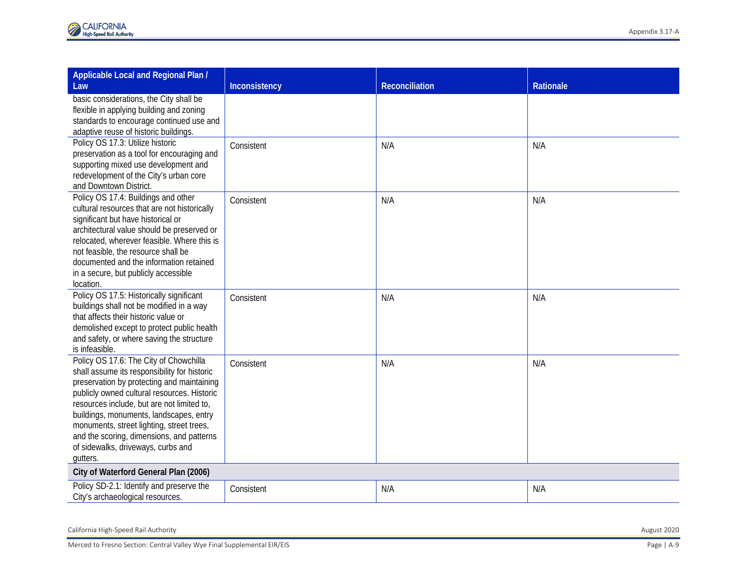| Applicable Local and Regional Plan / Law | Inconsistency | Reconciliation | Rationale |
|---|---|---|---|
| basic considerations, the City shall be flexible in applying building and zoning standards to encourage continued use and adaptive reuse of historic buildings. | | | |
| Policy OS 17.3: Utilize historic preservation as a tool for encouraging and supporting mixed use development and redevelopment of the City's urban core and Downtown District. | Consistent | N/A | N/A |
| Policy OS 17.4: Buildings and other cultural resources that are not historically significant but have historical or architectural value should be preserved or relocated, wherever feasible. Where this is not feasible, the resource shall be documented and the information retained in a secure, but publicly accessible location. | Consistent | N/A | N/A |
| Policy OS 17.5: Historically significant buildings shall not be modified in a way that affects their historic value or demolished except to protect public health and safety, or where saving the structure is infeasible. | Consistent | N/A | N/A |
| Policy OS 17.6: The City of Chowchilla shall assume its responsibility for historic preservation by protecting and maintaining publicly owned cultural resources. Historic resources include, but are not limited to, buildings, monuments, landscapes, entry monuments, street lighting, street trees, and the scoring, dimensions, and patterns of sidewalks, driveways, curbs and gutters. | Consistent | N/A | N/A |
| **City of Waterford General Plan (2006)** | | | |
| Policy SD-2.1: Identify and preserve the City's archaeological resources. | Consistent | N/A | N/A |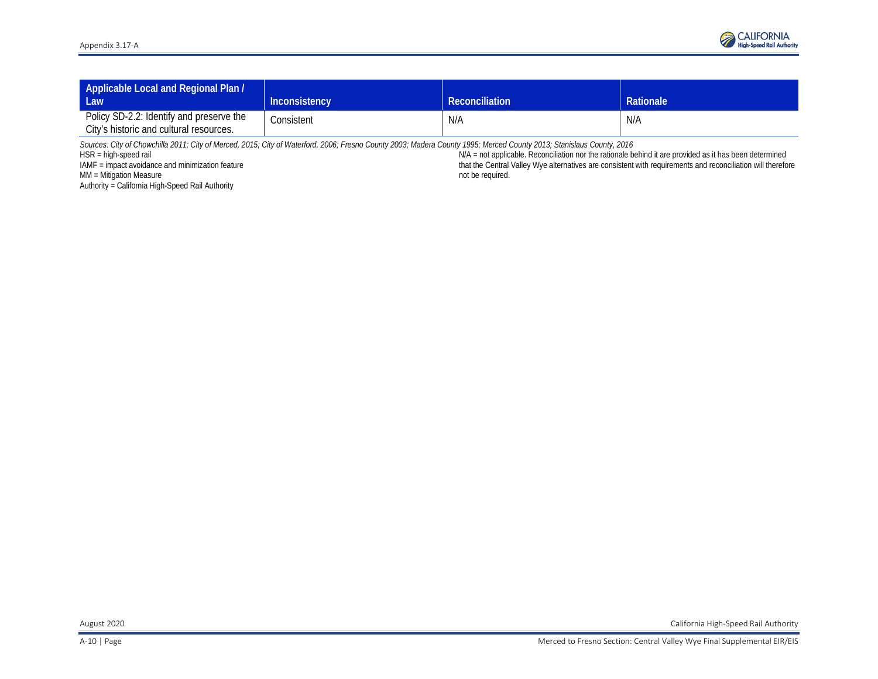| Applicable Local and Regional Plan / Law | Inconsistency | Reconciliation | Rationale |
|---|---|---|---|
| Policy SD-2.2: Identify and preserve the City's historic and cultural resources. | Consistent | N/A | N/A |

*Sources: City of Chowchilla 2011; City of Merced, 2015; City of Waterford, 2006; Fresno County 2003; Madera County 1995; Merced County 2013; Stanislaus County, 2016*

HSR = high-speed rail

IAMF = impact avoidance and minimization feature

MM = Mitigation Measure

Authority = California High-Speed Rail Authority

N/A = not applicable. Reconciliation nor the rationale behind it are provided as it has been determined that the Central Valley Wye alternatives are consistent with requirements and reconciliation will therefore not be required.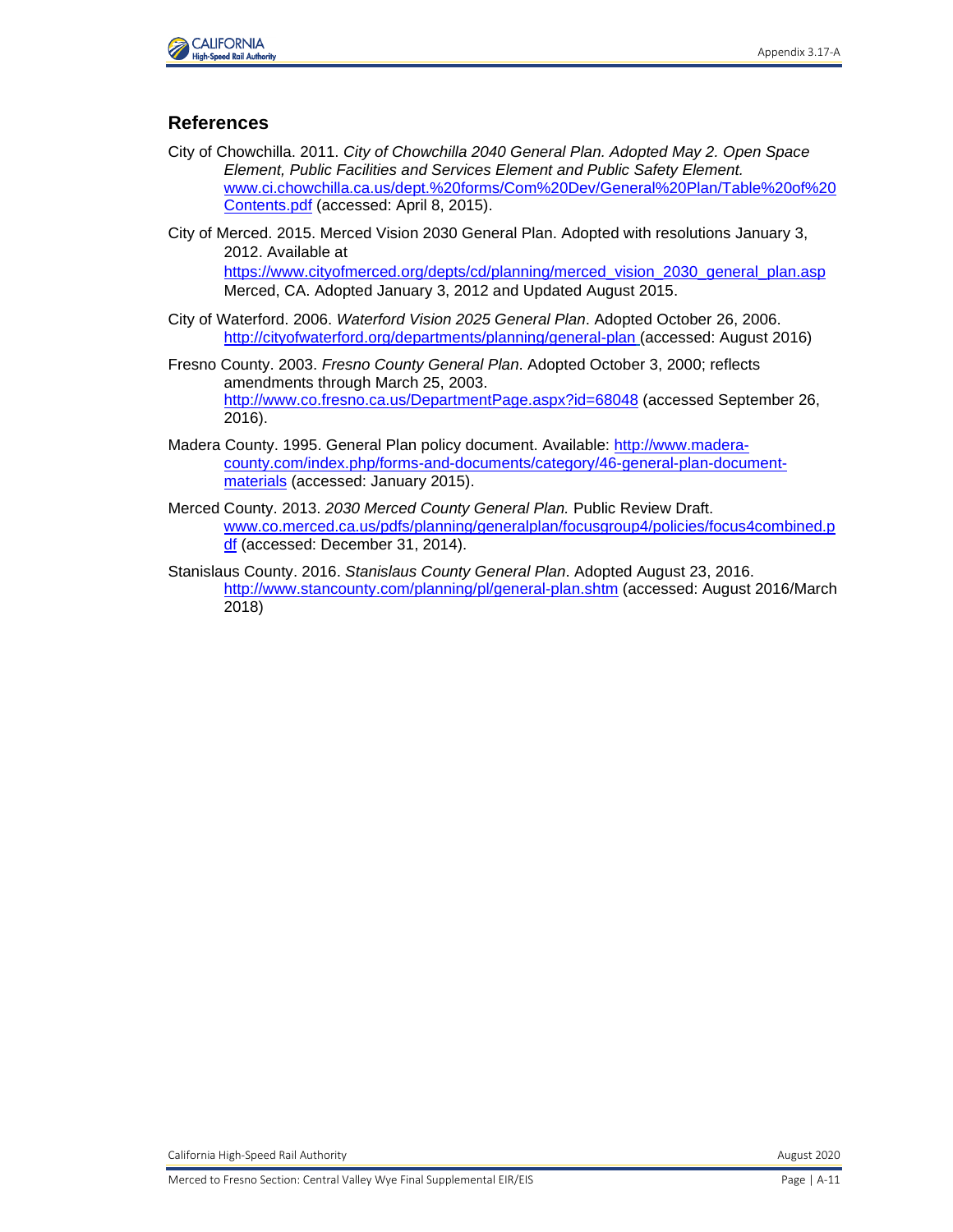## References

City of Chowchilla. 2011. *City of Chowchilla 2040 General Plan. Adopted May 2. Open Space Element, Public Facilities and Services Element and Public Safety Element.* www.ci.chowchilla.ca.us/dept.%20forms/Com%20Dev/General%20Plan/Table%20of%20Contents.pdf (accessed: April 8, 2015).

City of Merced. 2015. Merced Vision 2030 General Plan. Adopted with resolutions January 3, 2012. Available at https://www.cityofmerced.org/depts/cd/planning/merced_vision_2030_general_plan.asp Merced, CA. Adopted January 3, 2012 and Updated August 2015.

City of Waterford. 2006. *Waterford Vision 2025 General Plan*. Adopted October 26, 2006. http://cityofwaterford.org/departments/planning/general-plan (accessed: August 2016)

Fresno County. 2003. *Fresno County General Plan*. Adopted October 3, 2000; reflects amendments through March 25, 2003. http://www.co.fresno.ca.us/DepartmentPage.aspx?id=68048 (accessed September 26, 2016).

Madera County. 1995. General Plan policy document. Available: http://www.madera-county.com/index.php/forms-and-documents/category/46-general-plan-document-materials (accessed: January 2015).

Merced County. 2013. *2030 Merced County General Plan.* Public Review Draft. www.co.merced.ca.us/pdfs/planning/generalplan/focusgroup4/policies/focus4combined.pdf (accessed: December 31, 2014).

Stanislaus County. 2016. *Stanislaus County General Plan*. Adopted August 23, 2016. http://www.stancounty.com/planning/pl/general-plan.shtm (accessed: August 2016/March 2018)